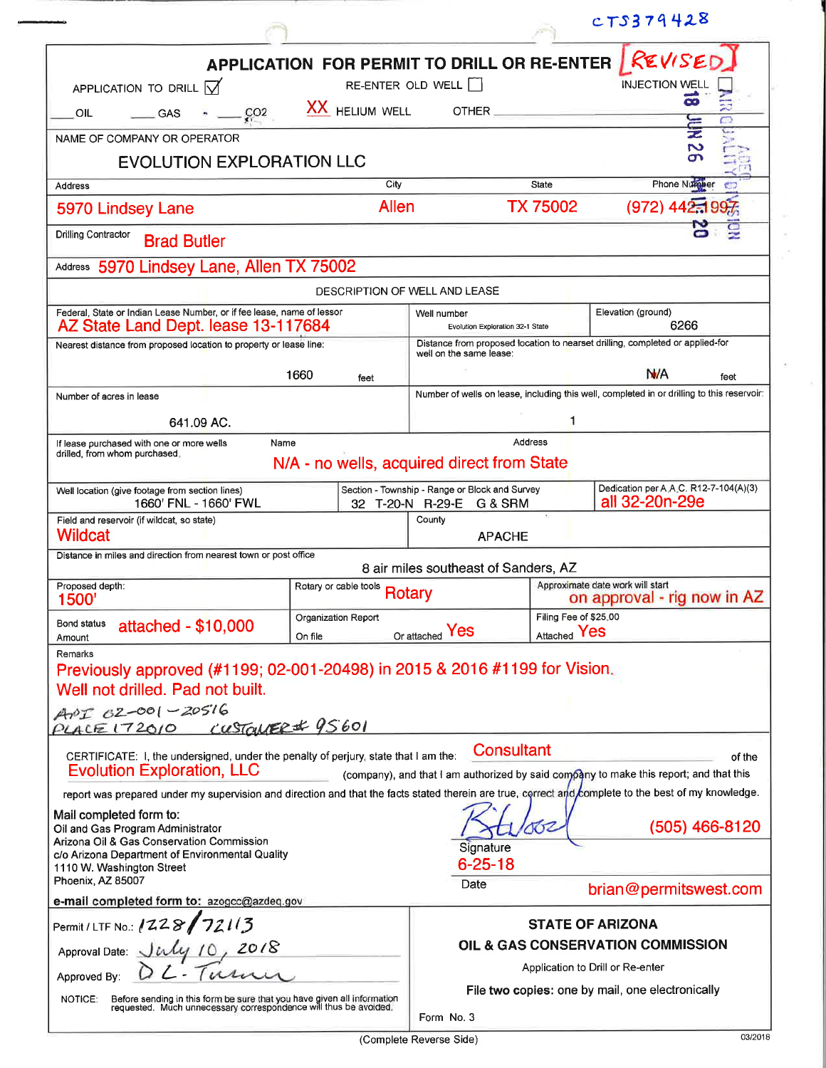CTS379428

# APPLICATION FOR PERMIT TO DRILL OR RE-ENTER [REVISED]

APPLICATION TO DRILL ☑ RE-ENTER OLD WELL ☐ INJECTION WELL ☐

___ OIL ___ GAS ___ $CO_2$ XX HELIUM WELL OTHER ___

18 JUN 26 AM 11:20 ADEQ AIR QUALITY DIVISION

| NAME OF COMPANY OR OPERATOR | | | |
|---|---|---|---|
| EVOLUTION EXPLORATION LLC | | | |
| Address | City | State | Phone Number |
| 5970 Lindsey Lane | Allen | TX 75002 | (972) 442-1997 |
| Drilling Contractor Brad Butler | | | |
| Address 5970 Lindsey Lane, Allen TX 75002 | | | |

## DESCRIPTION OF WELL AND LEASE

| | | |
|---|---|---|
| Federal, State or Indian Lease Number, or if fee lease, name of lessor: AZ State Land Dept. lease 13-117684 | Well number: Evolution Exploration 32-1 State | Elevation (ground): 6266 |
| Nearest distance from proposed location to property or lease line: 1660 feet | Distance from proposed location to nearest drilling, completed or applied-for well on the same lease: N/A feet | |
| Number of acres in lease: 641.09 AC. | Number of wells on lease, including this well, completed in or drilling to this reservoir: 1 | |
| If lease purchased with one or more wells drilled, from whom purchased. Name / Address: N/A - no wells, acquired direct from State | | |
| Well location (give footage from section lines): 1660' FNL - 1660' FWL | Section - Township - Range or Block and Survey: 32 T-20-N R-29-E G & SRM | Dedication per A.A.C. R12-7-104(A)(3): all 32-20n-29e |
| Field and reservoir (if wildcat, so state): Wildcat | County: APACHE | |
| Distance in miles and direction from nearest town or post office: 8 air miles southeast of Sanders, AZ | | |
| Proposed depth: 1500' | Rotary or cable tools: Rotary | Approximate date work will start: on approval - rig now in AZ |
| Bond status: attached - $10,000 Amount | Organization Report On file Or attached: Yes | Filing Fee of $25.00 Attached: Yes |

Remarks
Previously approved (#1199; 02-001-20498) in 2015 & 2016 #1199 for Vision.
Well not drilled. Pad not built.
API 02-001-20516
PLACE 172010 CUSTOMER # 95601

CERTIFICATE: I, the undersigned, under the penalty of perjury, state that I am the: Consultant of the Evolution Exploration, LLC (company), and that I am authorized by said company to make this report; and that this report was prepared under my supervision and direction and that the facts stated therein are true, correct and complete to the best of my knowledge.

Mail completed form to:
Oil and Gas Program Administrator
Arizona Oil & Gas Conservation Commission
c/o Arizona Department of Environmental Quality
1110 W. Washington Street
Phoenix, AZ 85007

**e-mail completed form to:** azogcc@azdeq.gov

Signature: B Wood (505) 466-8120
Date: 6-25-18
brian@permitswest.com

Permit / LTF No.: 1228 / 72113
Approval Date: July 10, 2018
Approved By: D.L. Turner

NOTICE: Before sending in this form be sure that you have given all information requested. Much unnecessary correspondence will thus be avoided.

**STATE OF ARIZONA**
**OIL & GAS CONSERVATION COMMISSION**
Application to Drill or Re-enter
**File two copies: one by mail, one electronically**
Form No. 3

(Complete Reverse Side) 03/2018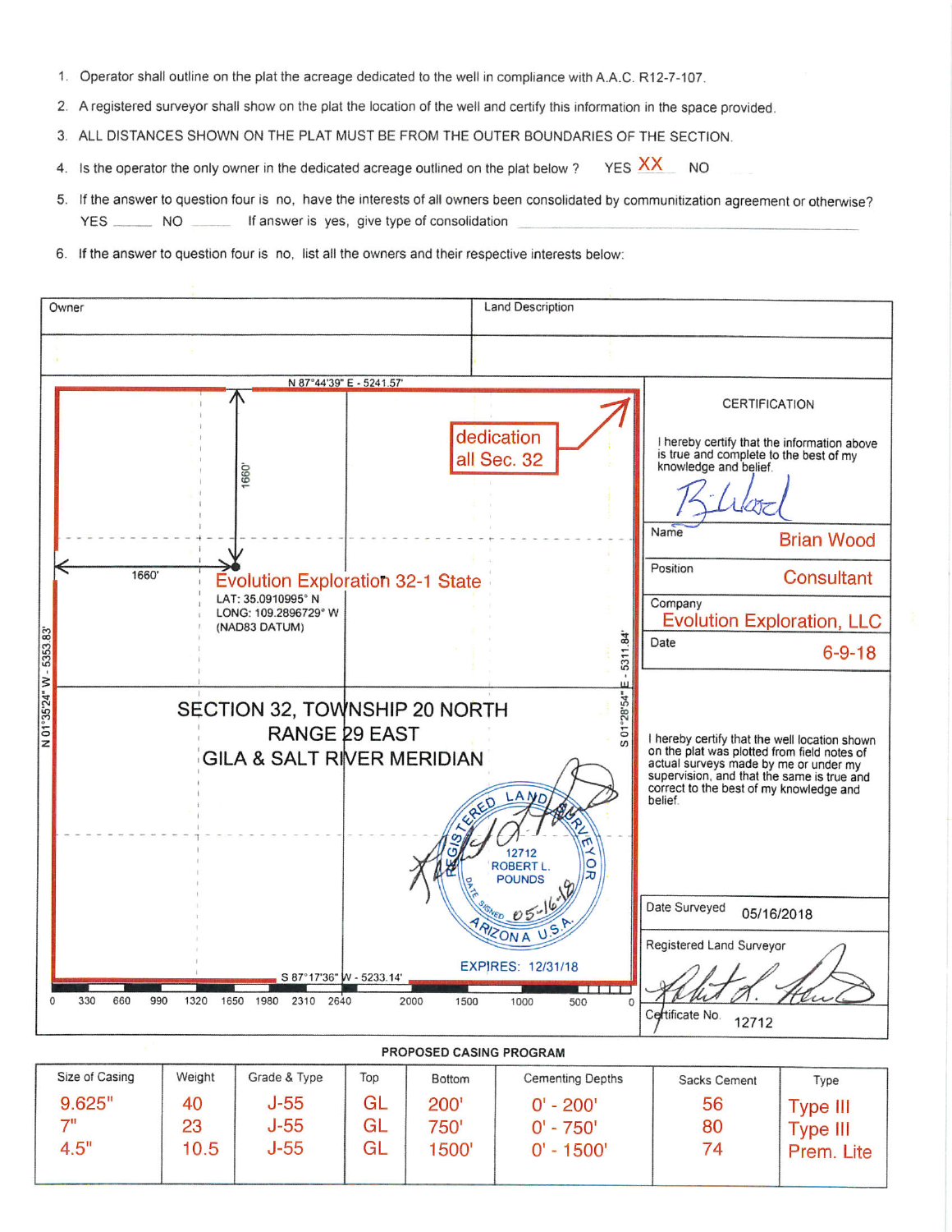1. Operator shall outline on the plat the acreage dedicated to the well in compliance with A.A.C. R12-7-107.
2. A registered surveyor shall show on the plat the location of the well and certify this information in the space provided.
3. ALL DISTANCES SHOWN ON THE PLAT MUST BE FROM THE OUTER BOUNDARIES OF THE SECTION.
4. Is the operator the only owner in the dedicated acreage outlined on the plat below? YES XX NO ____
5. If the answer to question four is no, have the interests of all owners been consolidated by communitization agreement or otherwise? YES ____ NO ____ If answer is yes, give type of consolidation ____
6. If the answer to question four is no, list all the owners and their respective interests below:

| Owner | Land Description |
|---|---|
| | |

N 87°44'39" E - 5241.57'

dedication all Sec. 32

1660'

1660'

Evolution Exploration 32-1 State
LAT: 35.0910995° N
LONG: 109.2896729° W
(NAD83 DATUM)

N 01°35'24" W - 5353.83'

S 01°28'54" E - 5311.84'

SECTION 32, TOWNSHIP 20 NORTH
RANGE 29 EAST
GILA & SALT RIVER MERIDIAN

REGISTERED LAND SURVEYOR 12712 ROBERT L. POUNDS DATE SIGNED 05-16-18 ARIZONA U.S.A.

EXPIRES: 12/31/18

S 87°17'36" W - 5233.14'

0 330 660 990 1320 1650 1980 2310 2640 2000 1500 1000 500 0

**CERTIFICATION**

I hereby certify that the information above is true and complete to the best of my knowledge and belief.

| | |
|---|---|
| Name | Brian Wood |
| Position | Consultant |
| Company | Evolution Exploration, LLC |
| Date | 6-9-18 |

I hereby certify that the well location shown on the plat was plotted from field notes of actual surveys made by me or under my supervision, and that the same is true and correct to the best of my knowledge and belief.

| | |
|---|---|
| Date Surveyed | 05/16/2018 |
| Registered Land Surveyor | |
| Certificate No. | 12712 |

**PROPOSED CASING PROGRAM**

| Size of Casing | Weight | Grade & Type | Top | Bottom | Cementing Depths | Sacks Cement | Type |
|---|---|---|---|---|---|---|---|
| 9.625" | 40 | J-55 | GL | 200' | 0' - 200' | 56 | Type III |
| 7" | 23 | J-55 | GL | 750' | 0' - 750' | 80 | Type III |
| 4.5" | 10.5 | J-55 | GL | 1500' | 0' - 1500' | 74 | Prem. Lite |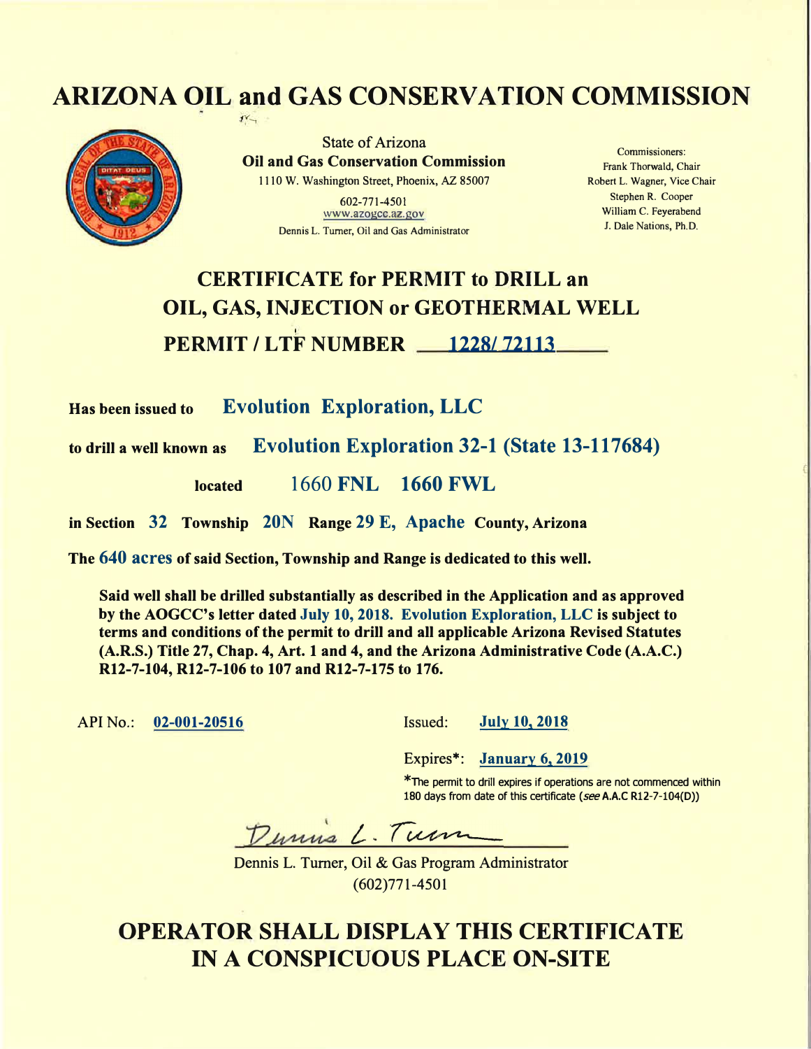# ARIZONA OIL and GAS CONSERVATION COMMISSION

State of Arizona
**Oil and Gas Conservation Commission**
1110 W. Washington Street, Phoenix, AZ 85007
602-771-4501
www.azogcc.az.gov
Dennis L. Turner, Oil and Gas Administrator

Commissioners:
Frank Thorwald, Chair
Robert L. Wagner, Vice Chair
Stephen R. Cooper
William C. Feyerabend
J. Dale Nations, Ph.D.

## CERTIFICATE for PERMIT to DRILL an OIL, GAS, INJECTION or GEOTHERMAL WELL

## PERMIT / LTF NUMBER 1228/ 72113

**Has been issued to** **Evolution Exploration, LLC**

**to drill a well known as** **Evolution Exploration 32-1 (State 13-117684)**

**located** 1660 **FNL** **1660 FWL**

**in Section** **32** **Township** **20N** **Range 29 E,** **Apache** **County, Arizona**

**The 640 acres of said Section, Township and Range is dedicated to this well.**

**Said well shall be drilled substantially as described in the Application and as approved by the AOGCC's letter dated July 10, 2018. Evolution Exploration, LLC is subject to terms and conditions of the permit to drill and all applicable Arizona Revised Statutes (A.R.S.) Title 27, Chap. 4, Art. 1 and 4, and the Arizona Administrative Code (A.A.C.) R12-7-104, R12-7-106 to 107 and R12-7-175 to 176.**

API No.: **02-001-20516**

Issued: **July 10, 2018**

Expires*: **January 6, 2019**

*The permit to drill expires if operations are not commenced within 180 days from date of this certificate (*see* A.A.C R12-7-104(D))

Dennis L. Turner

Dennis L. Turner, Oil & Gas Program Administrator
(602)771-4501

## OPERATOR SHALL DISPLAY THIS CERTIFICATE IN A CONSPICUOUS PLACE ON-SITE